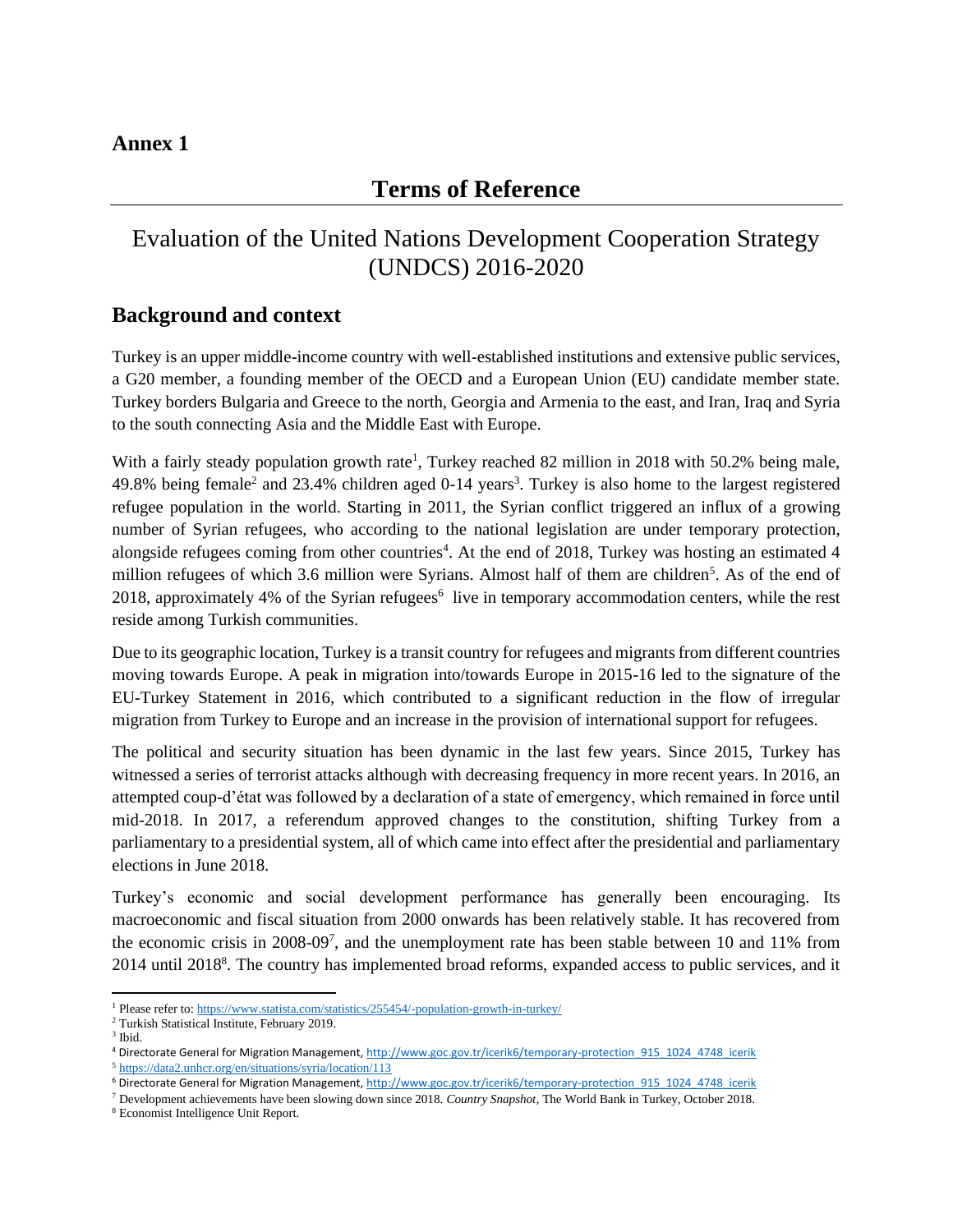## Annex 1

# Terms of Reference

## Evaluation of the United Nations Development Cooperation Strategy (UNDCS) 2016-2020

### Background and context

Turkey is an upper middle-income country with well-established institutions and extensive public services, a G20 member, a founding member of the OECD and a European Union (EU) candidate member state. Turkey borders Bulgaria and Greece to the north, Georgia and Armenia to the east, and Iran, Iraq and Syria to the south connecting Asia and the Middle East with Europe.

With a fairly steady population growth rate[1], Turkey reached 82 million in 2018 with 50.2% being male, 49.8% being female[2] and 23.4% children aged 0-14 years[3]. Turkey is also home to the largest registered refugee population in the world. Starting in 2011, the Syrian conflict triggered an influx of a growing number of Syrian refugees, who according to the national legislation are under temporary protection, alongside refugees coming from other countries[4]. At the end of 2018, Turkey was hosting an estimated 4 million refugees of which 3.6 million were Syrians. Almost half of them are children[5]. As of the end of 2018, approximately 4% of the Syrian refugees[6] live in temporary accommodation centers, while the rest reside among Turkish communities.

Due to its geographic location, Turkey is a transit country for refugees and migrants from different countries moving towards Europe. A peak in migration into/towards Europe in 2015-16 led to the signature of the EU-Turkey Statement in 2016, which contributed to a significant reduction in the flow of irregular migration from Turkey to Europe and an increase in the provision of international support for refugees.

The political and security situation has been dynamic in the last few years. Since 2015, Turkey has witnessed a series of terrorist attacks although with decreasing frequency in more recent years. In 2016, an attempted coup-d'état was followed by a declaration of a state of emergency, which remained in force until mid-2018. In 2017, a referendum approved changes to the constitution, shifting Turkey from a parliamentary to a presidential system, all of which came into effect after the presidential and parliamentary elections in June 2018.

Turkey's economic and social development performance has generally been encouraging. Its macroeconomic and fiscal situation from 2000 onwards has been relatively stable. It has recovered from the economic crisis in 2008-09[7], and the unemployment rate has been stable between 10 and 11% from 2014 until 2018[8]. The country has implemented broad reforms, expanded access to public services, and it

---

[1] Please refer to: https://www.statista.com/statistics/255454/-population-growth-in-turkey/

[2] Turkish Statistical Institute, February 2019.

[3] Ibid.

[4] Directorate General for Migration Management, http://www.goc.gov.tr/icerik6/temporary-protection_915_1024_4748_icerik

[5] https://data2.unhcr.org/en/situations/syria/location/113

[6] Directorate General for Migration Management, http://www.goc.gov.tr/icerik6/temporary-protection_915_1024_4748_icerik

[7] Development achievements have been slowing down since 2018. *Country Snapshot*, The World Bank in Turkey, October 2018.

[8] Economist Intelligence Unit Report.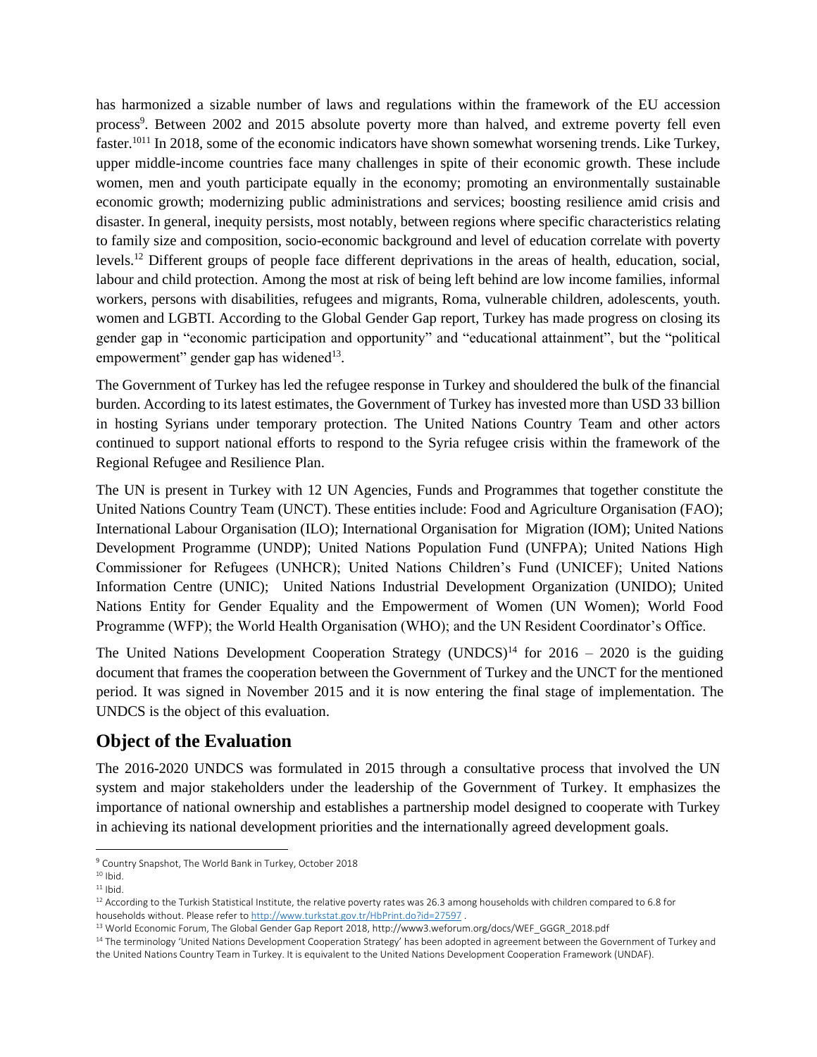has harmonized a sizable number of laws and regulations within the framework of the EU accession process[9]. Between 2002 and 2015 absolute poverty more than halved, and extreme poverty fell even faster.[10][11] In 2018, some of the economic indicators have shown somewhat worsening trends. Like Turkey, upper middle-income countries face many challenges in spite of their economic growth. These include women, men and youth participate equally in the economy; promoting an environmentally sustainable economic growth; modernizing public administrations and services; boosting resilience amid crisis and disaster. In general, inequity persists, most notably, between regions where specific characteristics relating to family size and composition, socio-economic background and level of education correlate with poverty levels.[12] Different groups of people face different deprivations in the areas of health, education, social, labour and child protection. Among the most at risk of being left behind are low income families, informal workers, persons with disabilities, refugees and migrants, Roma, vulnerable children, adolescents, youth. women and LGBTI. According to the Global Gender Gap report, Turkey has made progress on closing its gender gap in "economic participation and opportunity" and "educational attainment", but the "political empowerment" gender gap has widened[13].

The Government of Turkey has led the refugee response in Turkey and shouldered the bulk of the financial burden. According to its latest estimates, the Government of Turkey has invested more than USD 33 billion in hosting Syrians under temporary protection. The United Nations Country Team and other actors continued to support national efforts to respond to the Syria refugee crisis within the framework of the Regional Refugee and Resilience Plan.

The UN is present in Turkey with 12 UN Agencies, Funds and Programmes that together constitute the United Nations Country Team (UNCT). These entities include: Food and Agriculture Organisation (FAO); International Labour Organisation (ILO); International Organisation for Migration (IOM); United Nations Development Programme (UNDP); United Nations Population Fund (UNFPA); United Nations High Commissioner for Refugees (UNHCR); United Nations Children's Fund (UNICEF); United Nations Information Centre (UNIC); United Nations Industrial Development Organization (UNIDO); United Nations Entity for Gender Equality and the Empowerment of Women (UN Women); World Food Programme (WFP); the World Health Organisation (WHO); and the UN Resident Coordinator's Office.

The United Nations Development Cooperation Strategy (UNDCS)[14] for 2016 – 2020 is the guiding document that frames the cooperation between the Government of Turkey and the UNCT for the mentioned period. It was signed in November 2015 and it is now entering the final stage of implementation. The UNDCS is the object of this evaluation.

## Object of the Evaluation

The 2016-2020 UNDCS was formulated in 2015 through a consultative process that involved the UN system and major stakeholders under the leadership of the Government of Turkey. It emphasizes the importance of national ownership and establishes a partnership model designed to cooperate with Turkey in achieving its national development priorities and the internationally agreed development goals.

---

[9] Country Snapshot, The World Bank in Turkey, October 2018

[10] Ibid.

[11] Ibid.

[12] According to the Turkish Statistical Institute, the relative poverty rates was 26.3 among households with children compared to 6.8 for households without. Please refer to http://www.turkstat.gov.tr/HbPrint.do?id=27597 .

[13] World Economic Forum, The Global Gender Gap Report 2018, http://www3.weforum.org/docs/WEF_GGGR_2018.pdf

[14] The terminology 'United Nations Development Cooperation Strategy' has been adopted in agreement between the Government of Turkey and the United Nations Country Team in Turkey. It is equivalent to the United Nations Development Cooperation Framework (UNDAF).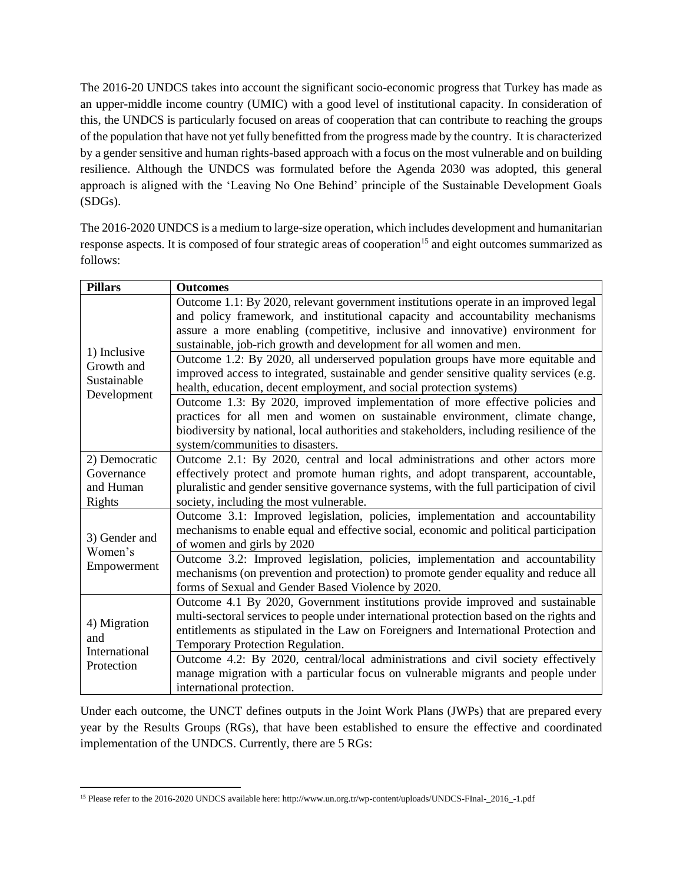The 2016-20 UNDCS takes into account the significant socio-economic progress that Turkey has made as an upper-middle income country (UMIC) with a good level of institutional capacity. In consideration of this, the UNDCS is particularly focused on areas of cooperation that can contribute to reaching the groups of the population that have not yet fully benefitted from the progress made by the country. It is characterized by a gender sensitive and human rights-based approach with a focus on the most vulnerable and on building resilience. Although the UNDCS was formulated before the Agenda 2030 was adopted, this general approach is aligned with the 'Leaving No One Behind' principle of the Sustainable Development Goals (SDGs).

The 2016-2020 UNDCS is a medium to large-size operation, which includes development and humanitarian response aspects. It is composed of four strategic areas of cooperation[15] and eight outcomes summarized as follows:

| Pillars | Outcomes |
|---|---|
| 1) Inclusive Growth and Sustainable Development | Outcome 1.1: By 2020, relevant government institutions operate in an improved legal and policy framework, and institutional capacity and accountability mechanisms assure a more enabling (competitive, inclusive and innovative) environment for sustainable, job-rich growth and development for all women and men. |
| | Outcome 1.2: By 2020, all underserved population groups have more equitable and improved access to integrated, sustainable and gender sensitive quality services (e.g. health, education, decent employment, and social protection systems) |
| | Outcome 1.3: By 2020, improved implementation of more effective policies and practices for all men and women on sustainable environment, climate change, biodiversity by national, local authorities and stakeholders, including resilience of the system/communities to disasters. |
| 2) Democratic Governance and Human Rights | Outcome 2.1: By 2020, central and local administrations and other actors more effectively protect and promote human rights, and adopt transparent, accountable, pluralistic and gender sensitive governance systems, with the full participation of civil society, including the most vulnerable. |
| 3) Gender and Women's Empowerment | Outcome 3.1: Improved legislation, policies, implementation and accountability mechanisms to enable equal and effective social, economic and political participation of women and girls by 2020 |
| | Outcome 3.2: Improved legislation, policies, implementation and accountability mechanisms (on prevention and protection) to promote gender equality and reduce all forms of Sexual and Gender Based Violence by 2020. |
| 4) Migration and International Protection | Outcome 4.1 By 2020, Government institutions provide improved and sustainable multi-sectoral services to people under international protection based on the rights and entitlements as stipulated in the Law on Foreigners and International Protection and Temporary Protection Regulation. |
| | Outcome 4.2: By 2020, central/local administrations and civil society effectively manage migration with a particular focus on vulnerable migrants and people under international protection. |

Under each outcome, the UNCT defines outputs in the Joint Work Plans (JWPs) that are prepared every year by the Results Groups (RGs), that have been established to ensure the effective and coordinated implementation of the UNDCS. Currently, there are 5 RGs:

[15] Please refer to the 2016-2020 UNDCS available here: http://www.un.org.tr/wp-content/uploads/UNDCS-FInal-_2016_-1.pdf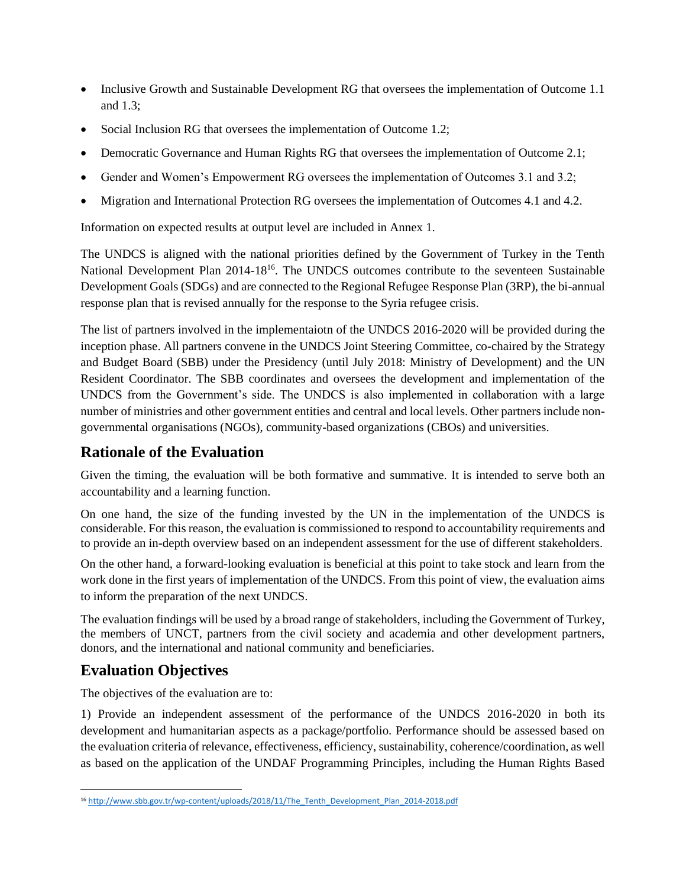- Inclusive Growth and Sustainable Development RG that oversees the implementation of Outcome 1.1 and 1.3;
- Social Inclusion RG that oversees the implementation of Outcome 1.2;
- Democratic Governance and Human Rights RG that oversees the implementation of Outcome 2.1;
- Gender and Women's Empowerment RG oversees the implementation of Outcomes 3.1 and 3.2;
- Migration and International Protection RG oversees the implementation of Outcomes 4.1 and 4.2.

Information on expected results at output level are included in Annex 1.

The UNDCS is aligned with the national priorities defined by the Government of Turkey in the Tenth National Development Plan 2014-18[16]. The UNDCS outcomes contribute to the seventeen Sustainable Development Goals (SDGs) and are connected to the Regional Refugee Response Plan (3RP), the bi-annual response plan that is revised annually for the response to the Syria refugee crisis.

The list of partners involved in the implementaiotn of the UNDCS 2016-2020 will be provided during the inception phase. All partners convene in the UNDCS Joint Steering Committee, co-chaired by the Strategy and Budget Board (SBB) under the Presidency (until July 2018: Ministry of Development) and the UN Resident Coordinator. The SBB coordinates and oversees the development and implementation of the UNDCS from the Government's side. The UNDCS is also implemented in collaboration with a large number of ministries and other government entities and central and local levels. Other partners include non-governmental organisations (NGOs), community-based organizations (CBOs) and universities.

## Rationale of the Evaluation

Given the timing, the evaluation will be both formative and summative. It is intended to serve both an accountability and a learning function.

On one hand, the size of the funding invested by the UN in the implementation of the UNDCS is considerable. For this reason, the evaluation is commissioned to respond to accountability requirements and to provide an in-depth overview based on an independent assessment for the use of different stakeholders.

On the other hand, a forward-looking evaluation is beneficial at this point to take stock and learn from the work done in the first years of implementation of the UNDCS. From this point of view, the evaluation aims to inform the preparation of the next UNDCS.

The evaluation findings will be used by a broad range of stakeholders, including the Government of Turkey, the members of UNCT, partners from the civil society and academia and other development partners, donors, and the international and national community and beneficiaries.

## Evaluation Objectives

The objectives of the evaluation are to:

1) Provide an independent assessment of the performance of the UNDCS 2016-2020 in both its development and humanitarian aspects as a package/portfolio. Performance should be assessed based on the evaluation criteria of relevance, effectiveness, efficiency, sustainability, coherence/coordination, as well as based on the application of the UNDAF Programming Principles, including the Human Rights Based

---

[16] http://www.sbb.gov.tr/wp-content/uploads/2018/11/The_Tenth_Development_Plan_2014-2018.pdf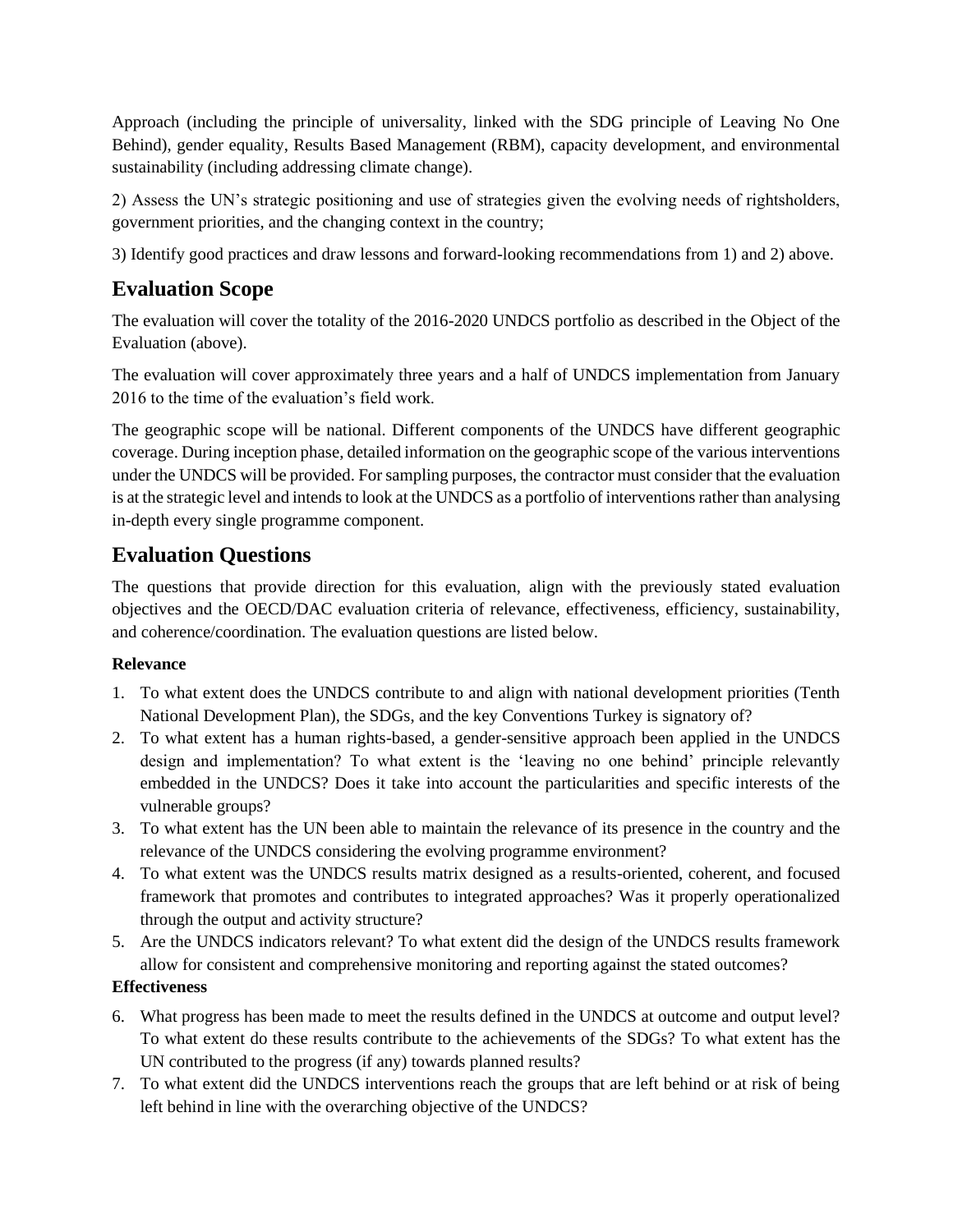Approach (including the principle of universality, linked with the SDG principle of Leaving No One Behind), gender equality, Results Based Management (RBM), capacity development, and environmental sustainability (including addressing climate change).

2) Assess the UN's strategic positioning and use of strategies given the evolving needs of rightsholders, government priorities, and the changing context in the country;

3) Identify good practices and draw lessons and forward-looking recommendations from 1) and 2) above.

## Evaluation Scope

The evaluation will cover the totality of the 2016-2020 UNDCS portfolio as described in the Object of the Evaluation (above).

The evaluation will cover approximately three years and a half of UNDCS implementation from January 2016 to the time of the evaluation's field work.

The geographic scope will be national. Different components of the UNDCS have different geographic coverage. During inception phase, detailed information on the geographic scope of the various interventions under the UNDCS will be provided. For sampling purposes, the contractor must consider that the evaluation is at the strategic level and intends to look at the UNDCS as a portfolio of interventions rather than analysing in-depth every single programme component.

## Evaluation Questions

The questions that provide direction for this evaluation, align with the previously stated evaluation objectives and the OECD/DAC evaluation criteria of relevance, effectiveness, efficiency, sustainability, and coherence/coordination. The evaluation questions are listed below.

**Relevance**

1. To what extent does the UNDCS contribute to and align with national development priorities (Tenth National Development Plan), the SDGs, and the key Conventions Turkey is signatory of?
2. To what extent has a human rights-based, a gender-sensitive approach been applied in the UNDCS design and implementation? To what extent is the 'leaving no one behind' principle relevantly embedded in the UNDCS? Does it take into account the particularities and specific interests of the vulnerable groups?
3. To what extent has the UN been able to maintain the relevance of its presence in the country and the relevance of the UNDCS considering the evolving programme environment?
4. To what extent was the UNDCS results matrix designed as a results-oriented, coherent, and focused framework that promotes and contributes to integrated approaches? Was it properly operationalized through the output and activity structure?
5. Are the UNDCS indicators relevant? To what extent did the design of the UNDCS results framework allow for consistent and comprehensive monitoring and reporting against the stated outcomes?

**Effectiveness**

6. What progress has been made to meet the results defined in the UNDCS at outcome and output level? To what extent do these results contribute to the achievements of the SDGs? To what extent has the UN contributed to the progress (if any) towards planned results?
7. To what extent did the UNDCS interventions reach the groups that are left behind or at risk of being left behind in line with the overarching objective of the UNDCS?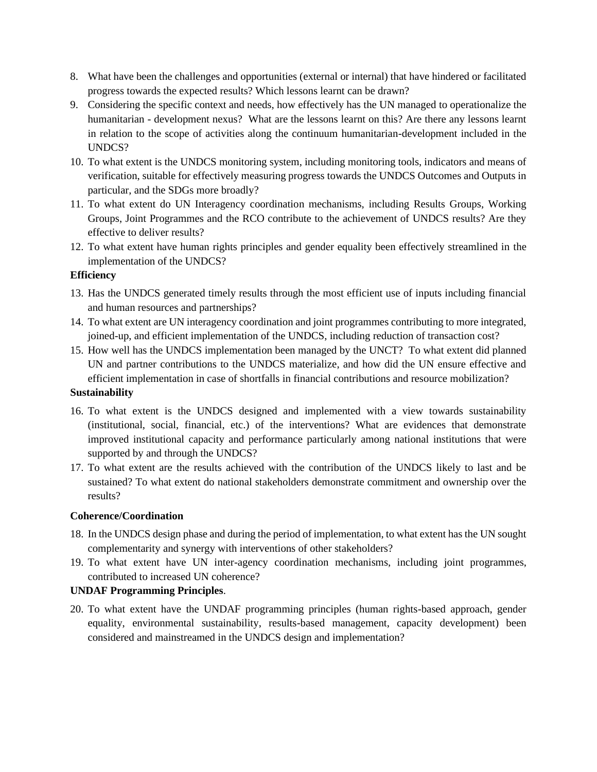8. What have been the challenges and opportunities (external or internal) that have hindered or facilitated progress towards the expected results? Which lessons learnt can be drawn?
9. Considering the specific context and needs, how effectively has the UN managed to operationalize the humanitarian - development nexus? What are the lessons learnt on this? Are there any lessons learnt in relation to the scope of activities along the continuum humanitarian-development included in the UNDCS?
10. To what extent is the UNDCS monitoring system, including monitoring tools, indicators and means of verification, suitable for effectively measuring progress towards the UNDCS Outcomes and Outputs in particular, and the SDGs more broadly?
11. To what extent do UN Interagency coordination mechanisms, including Results Groups, Working Groups, Joint Programmes and the RCO contribute to the achievement of UNDCS results? Are they effective to deliver results?
12. To what extent have human rights principles and gender equality been effectively streamlined in the implementation of the UNDCS?

**Efficiency**

13. Has the UNDCS generated timely results through the most efficient use of inputs including financial and human resources and partnerships?
14. To what extent are UN interagency coordination and joint programmes contributing to more integrated, joined-up, and efficient implementation of the UNDCS, including reduction of transaction cost?
15. How well has the UNDCS implementation been managed by the UNCT? To what extent did planned UN and partner contributions to the UNDCS materialize, and how did the UN ensure effective and efficient implementation in case of shortfalls in financial contributions and resource mobilization?

**Sustainability**

16. To what extent is the UNDCS designed and implemented with a view towards sustainability (institutional, social, financial, etc.) of the interventions? What are evidences that demonstrate improved institutional capacity and performance particularly among national institutions that were supported by and through the UNDCS?
17. To what extent are the results achieved with the contribution of the UNDCS likely to last and be sustained? To what extent do national stakeholders demonstrate commitment and ownership over the results?

**Coherence/Coordination**

18. In the UNDCS design phase and during the period of implementation, to what extent has the UN sought complementarity and synergy with interventions of other stakeholders?
19. To what extent have UN inter-agency coordination mechanisms, including joint programmes, contributed to increased UN coherence?

**UNDAF Programming Principles**.

20. To what extent have the UNDAF programming principles (human rights-based approach, gender equality, environmental sustainability, results-based management, capacity development) been considered and mainstreamed in the UNDCS design and implementation?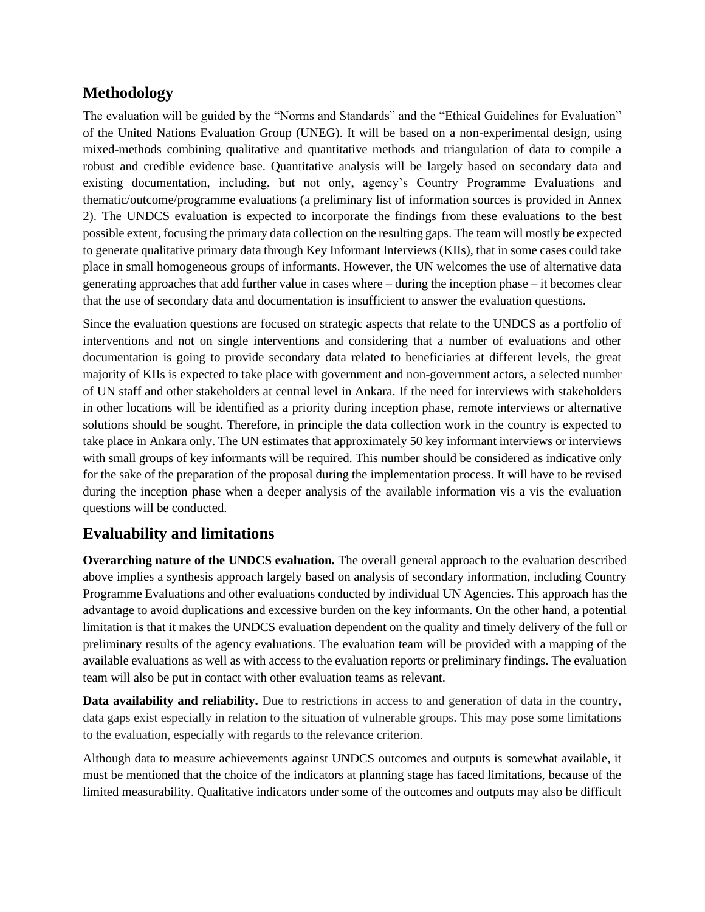## Methodology

The evaluation will be guided by the "Norms and Standards" and the "Ethical Guidelines for Evaluation" of the United Nations Evaluation Group (UNEG). It will be based on a non-experimental design, using mixed-methods combining qualitative and quantitative methods and triangulation of data to compile a robust and credible evidence base. Quantitative analysis will be largely based on secondary data and existing documentation, including, but not only, agency's Country Programme Evaluations and thematic/outcome/programme evaluations (a preliminary list of information sources is provided in Annex 2). The UNDCS evaluation is expected to incorporate the findings from these evaluations to the best possible extent, focusing the primary data collection on the resulting gaps. The team will mostly be expected to generate qualitative primary data through Key Informant Interviews (KIIs), that in some cases could take place in small homogeneous groups of informants. However, the UN welcomes the use of alternative data generating approaches that add further value in cases where – during the inception phase – it becomes clear that the use of secondary data and documentation is insufficient to answer the evaluation questions.

Since the evaluation questions are focused on strategic aspects that relate to the UNDCS as a portfolio of interventions and not on single interventions and considering that a number of evaluations and other documentation is going to provide secondary data related to beneficiaries at different levels, the great majority of KIIs is expected to take place with government and non-government actors, a selected number of UN staff and other stakeholders at central level in Ankara. If the need for interviews with stakeholders in other locations will be identified as a priority during inception phase, remote interviews or alternative solutions should be sought. Therefore, in principle the data collection work in the country is expected to take place in Ankara only. The UN estimates that approximately 50 key informant interviews or interviews with small groups of key informants will be required. This number should be considered as indicative only for the sake of the preparation of the proposal during the implementation process. It will have to be revised during the inception phase when a deeper analysis of the available information vis a vis the evaluation questions will be conducted.

## Evaluability and limitations

**Overarching nature of the UNDCS evaluation.** The overall general approach to the evaluation described above implies a synthesis approach largely based on analysis of secondary information, including Country Programme Evaluations and other evaluations conducted by individual UN Agencies. This approach has the advantage to avoid duplications and excessive burden on the key informants. On the other hand, a potential limitation is that it makes the UNDCS evaluation dependent on the quality and timely delivery of the full or preliminary results of the agency evaluations. The evaluation team will be provided with a mapping of the available evaluations as well as with access to the evaluation reports or preliminary findings. The evaluation team will also be put in contact with other evaluation teams as relevant.

**Data availability and reliability.** Due to restrictions in access to and generation of data in the country, data gaps exist especially in relation to the situation of vulnerable groups. This may pose some limitations to the evaluation, especially with regards to the relevance criterion.

Although data to measure achievements against UNDCS outcomes and outputs is somewhat available, it must be mentioned that the choice of the indicators at planning stage has faced limitations, because of the limited measurability. Qualitative indicators under some of the outcomes and outputs may also be difficult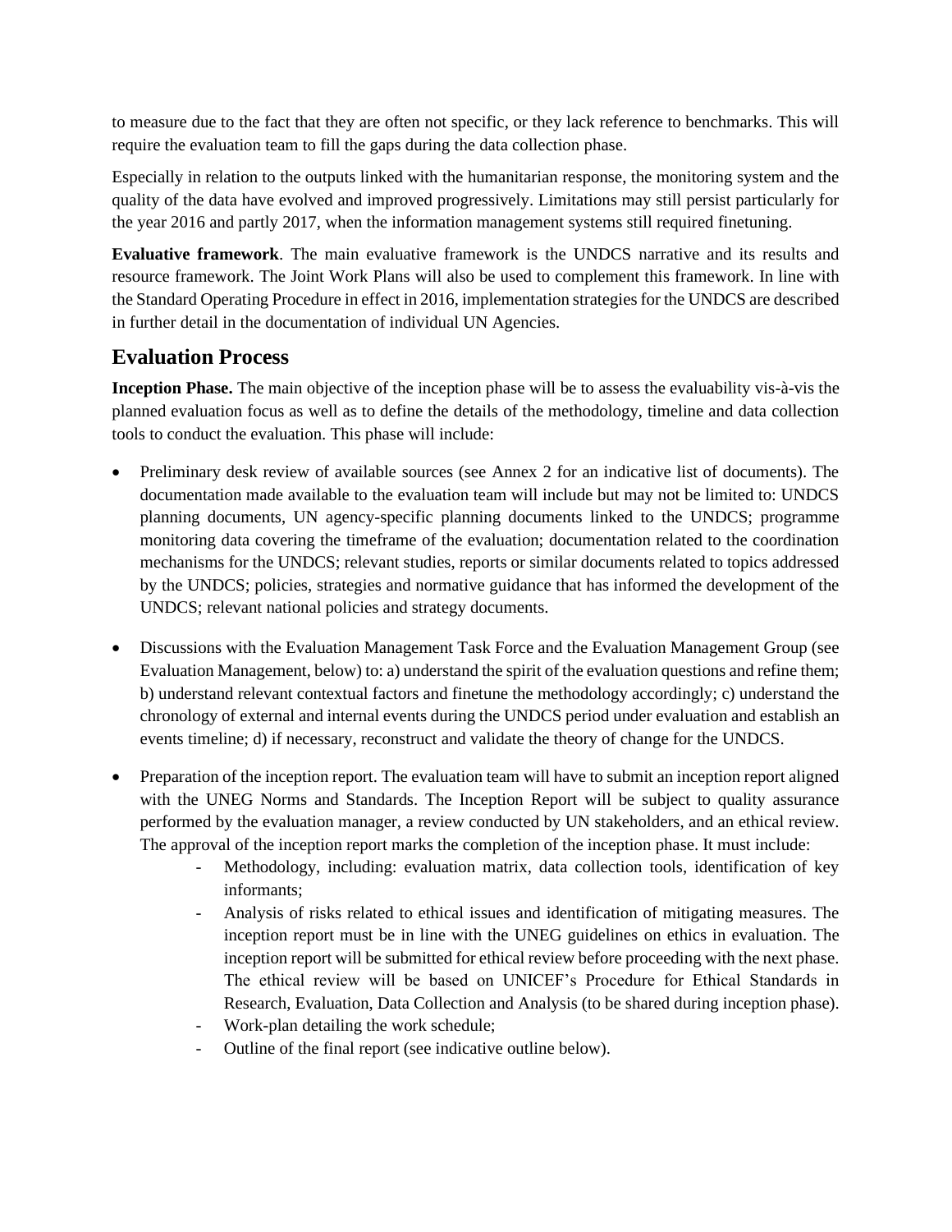to measure due to the fact that they are often not specific, or they lack reference to benchmarks. This will require the evaluation team to fill the gaps during the data collection phase.

Especially in relation to the outputs linked with the humanitarian response, the monitoring system and the quality of the data have evolved and improved progressively. Limitations may still persist particularly for the year 2016 and partly 2017, when the information management systems still required finetuning.

**Evaluative framework**. The main evaluative framework is the UNDCS narrative and its results and resource framework. The Joint Work Plans will also be used to complement this framework. In line with the Standard Operating Procedure in effect in 2016, implementation strategies for the UNDCS are described in further detail in the documentation of individual UN Agencies.

## Evaluation Process

**Inception Phase.** The main objective of the inception phase will be to assess the evaluability vis-à-vis the planned evaluation focus as well as to define the details of the methodology, timeline and data collection tools to conduct the evaluation. This phase will include:

- Preliminary desk review of available sources (see Annex 2 for an indicative list of documents). The documentation made available to the evaluation team will include but may not be limited to: UNDCS planning documents, UN agency-specific planning documents linked to the UNDCS; programme monitoring data covering the timeframe of the evaluation; documentation related to the coordination mechanisms for the UNDCS; relevant studies, reports or similar documents related to topics addressed by the UNDCS; policies, strategies and normative guidance that has informed the development of the UNDCS; relevant national policies and strategy documents.

- Discussions with the Evaluation Management Task Force and the Evaluation Management Group (see Evaluation Management, below) to: a) understand the spirit of the evaluation questions and refine them; b) understand relevant contextual factors and finetune the methodology accordingly; c) understand the chronology of external and internal events during the UNDCS period under evaluation and establish an events timeline; d) if necessary, reconstruct and validate the theory of change for the UNDCS.

- Preparation of the inception report. The evaluation team will have to submit an inception report aligned with the UNEG Norms and Standards. The Inception Report will be subject to quality assurance performed by the evaluation manager, a review conducted by UN stakeholders, and an ethical review. The approval of the inception report marks the completion of the inception phase. It must include:
    - Methodology, including: evaluation matrix, data collection tools, identification of key informants;
    - Analysis of risks related to ethical issues and identification of mitigating measures. The inception report must be in line with the UNEG guidelines on ethics in evaluation. The inception report will be submitted for ethical review before proceeding with the next phase. The ethical review will be based on UNICEF's Procedure for Ethical Standards in Research, Evaluation, Data Collection and Analysis (to be shared during inception phase).
    - Work-plan detailing the work schedule;
    - Outline of the final report (see indicative outline below).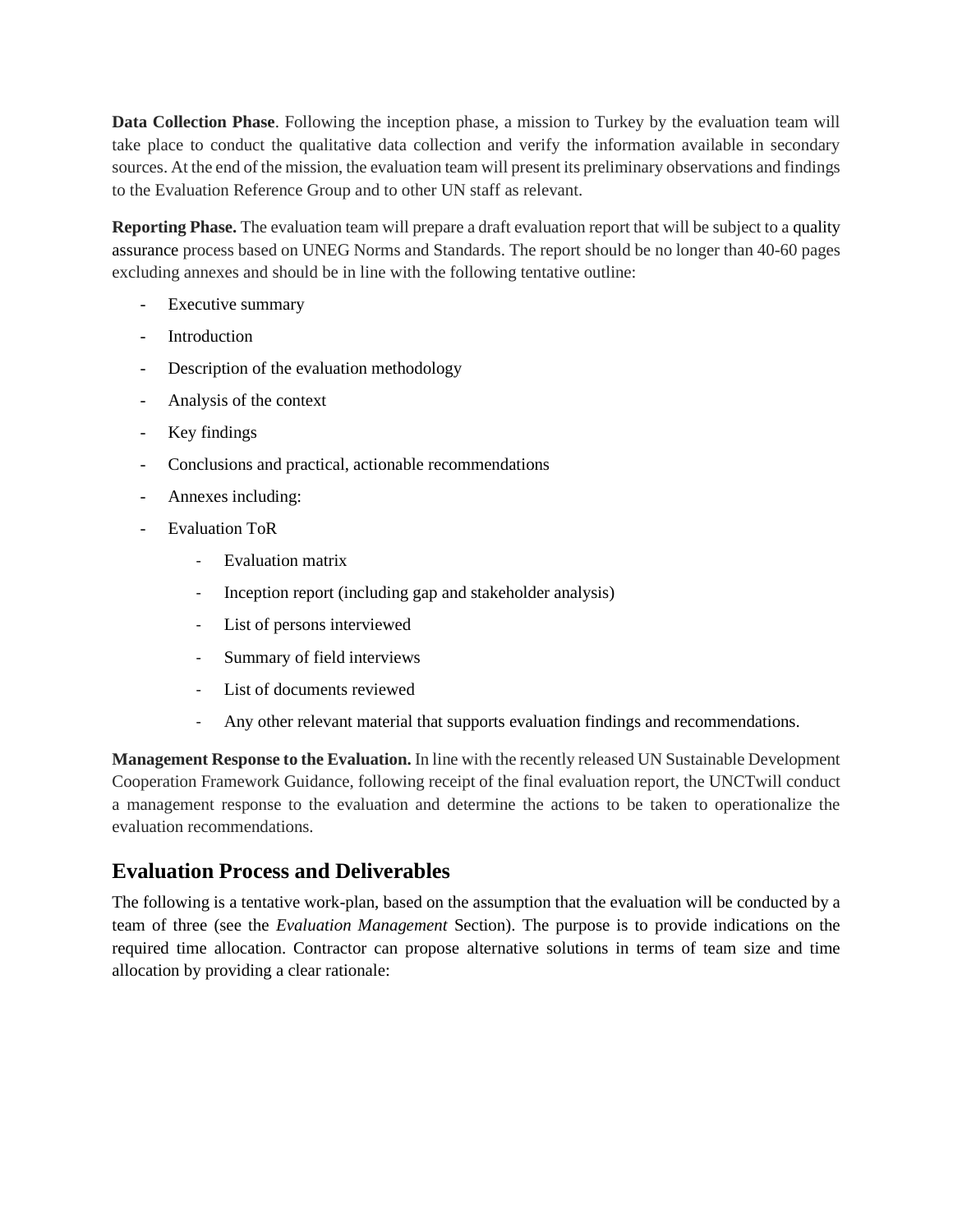**Data Collection Phase**. Following the inception phase, a mission to Turkey by the evaluation team will take place to conduct the qualitative data collection and verify the information available in secondary sources. At the end of the mission, the evaluation team will present its preliminary observations and findings to the Evaluation Reference Group and to other UN staff as relevant.

**Reporting Phase.** The evaluation team will prepare a draft evaluation report that will be subject to a quality assurance process based on UNEG Norms and Standards. The report should be no longer than 40-60 pages excluding annexes and should be in line with the following tentative outline:

- Executive summary
- Introduction
- Description of the evaluation methodology
- Analysis of the context
- Key findings
- Conclusions and practical, actionable recommendations
- Annexes including:
- Evaluation ToR
    - Evaluation matrix
    - Inception report (including gap and stakeholder analysis)
    - List of persons interviewed
    - Summary of field interviews
    - List of documents reviewed
    - Any other relevant material that supports evaluation findings and recommendations.

**Management Response to the Evaluation.** In line with the recently released UN Sustainable Development Cooperation Framework Guidance, following receipt of the final evaluation report, the UNCTwill conduct a management response to the evaluation and determine the actions to be taken to operationalize the evaluation recommendations.

## Evaluation Process and Deliverables

The following is a tentative work-plan, based on the assumption that the evaluation will be conducted by a team of three (see the *Evaluation Management* Section). The purpose is to provide indications on the required time allocation. Contractor can propose alternative solutions in terms of team size and time allocation by providing a clear rationale: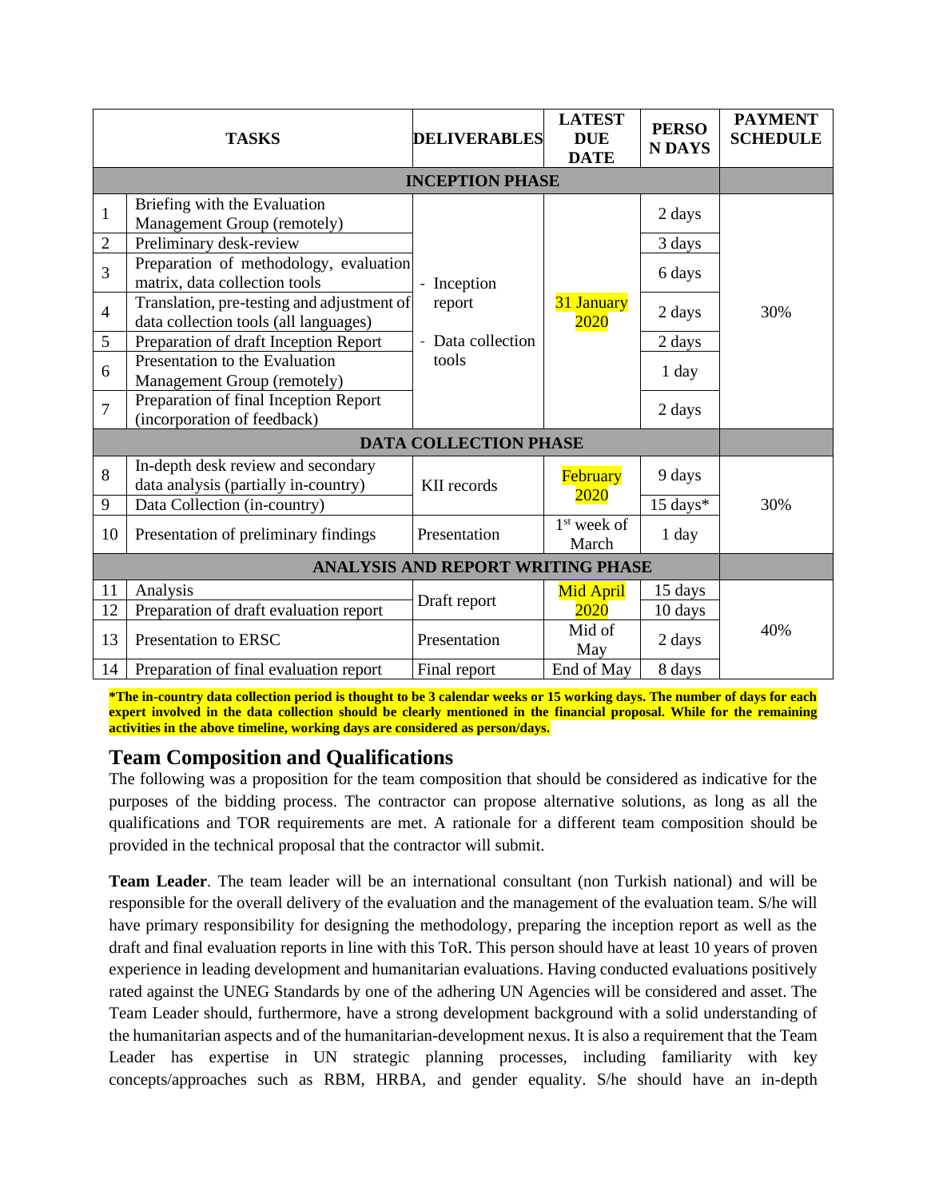| | TASKS | DELIVERABLES | LATEST DUE DATE | PERSON DAYS | PAYMENT SCHEDULE |
|---|---|---|---|---|---|
| **INCEPTION PHASE** | | | | | |
| 1 | Briefing with the Evaluation Management Group (remotely) | - Inception report<br>- Data collection tools | 31 January 2020 | 2 days | 30% |
| 2 | Preliminary desk-review | | | 3 days | |
| 3 | Preparation of methodology, evaluation matrix, data collection tools | | | 6 days | |
| 4 | Translation, pre-testing and adjustment of data collection tools (all languages) | | | 2 days | |
| 5 | Preparation of draft Inception Report | | | 2 days | |
| 6 | Presentation to the Evaluation Management Group (remotely) | | | 1 day | |
| 7 | Preparation of final Inception Report (incorporation of feedback) | | | 2 days | |
| **DATA COLLECTION PHASE** | | | | | |
| 8 | In-depth desk review and secondary data analysis (partially in-country) | KII records | February 2020 | 9 days | 30% |
| 9 | Data Collection (in-country) | | | 15 days* | |
| 10 | Presentation of preliminary findings | Presentation | 1st week of March | 1 day | |
| **ANALYSIS AND REPORT WRITING PHASE** | | | | | |
| 11 | Analysis | Draft report | Mid April 2020 | 15 days | 40% |
| 12 | Preparation of draft evaluation report | | | 10 days | |
| 13 | Presentation to ERSC | Presentation | Mid of May | 2 days | |
| 14 | Preparation of final evaluation report | Final report | End of May | 8 days | |

**\*The in-country data collection period is thought to be 3 calendar weeks or 15 working days. The number of days for each expert involved in the data collection should be clearly mentioned in the financial proposal. While for the remaining activities in the above timeline, working days are considered as person/days.**

## Team Composition and Qualifications

The following was a proposition for the team composition that should be considered as indicative for the purposes of the bidding process. The contractor can propose alternative solutions, as long as all the qualifications and TOR requirements are met. A rationale for a different team composition should be provided in the technical proposal that the contractor will submit.

**Team Leader**. The team leader will be an international consultant (non Turkish national) and will be responsible for the overall delivery of the evaluation and the management of the evaluation team. S/he will have primary responsibility for designing the methodology, preparing the inception report as well as the draft and final evaluation reports in line with this ToR. This person should have at least 10 years of proven experience in leading development and humanitarian evaluations. Having conducted evaluations positively rated against the UNEG Standards by one of the adhering UN Agencies will be considered and asset. The Team Leader should, furthermore, have a strong development background with a solid understanding of the humanitarian aspects and of the humanitarian-development nexus. It is also a requirement that the Team Leader has expertise in UN strategic planning processes, including familiarity with key concepts/approaches such as RBM, HRBA, and gender equality. S/he should have an in-depth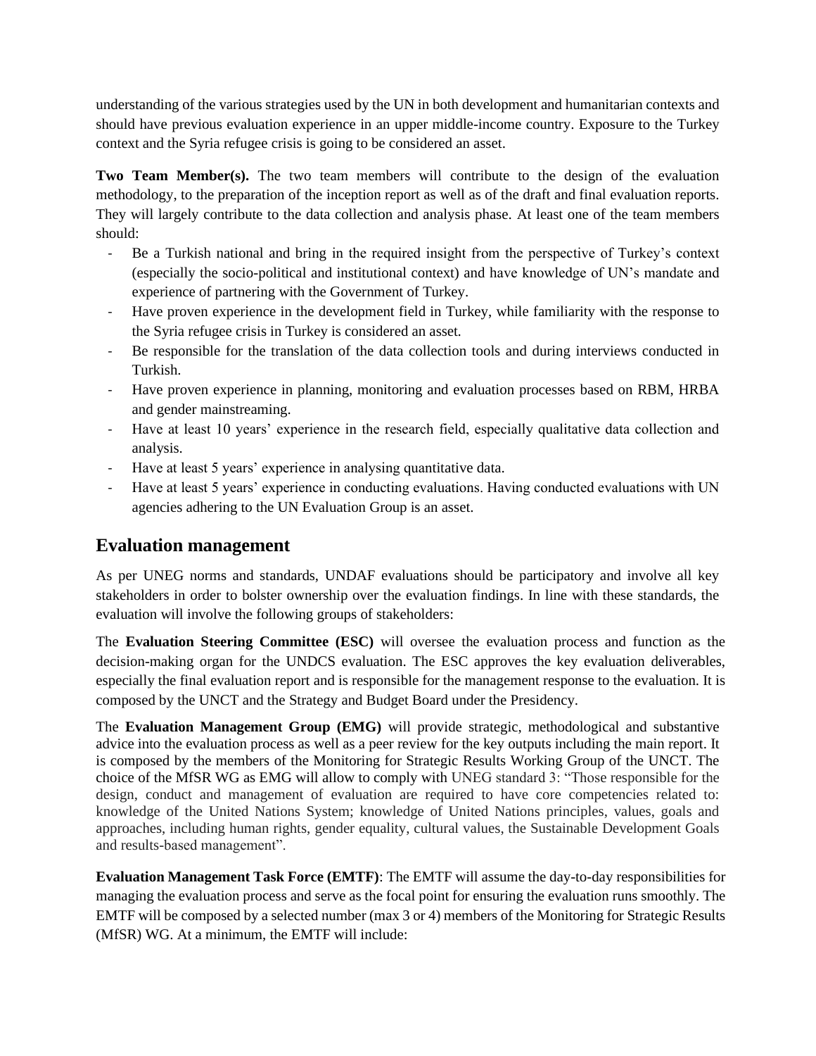understanding of the various strategies used by the UN in both development and humanitarian contexts and should have previous evaluation experience in an upper middle-income country. Exposure to the Turkey context and the Syria refugee crisis is going to be considered an asset.

**Two Team Member(s).** The two team members will contribute to the design of the evaluation methodology, to the preparation of the inception report as well as of the draft and final evaluation reports. They will largely contribute to the data collection and analysis phase. At least one of the team members should:

- Be a Turkish national and bring in the required insight from the perspective of Turkey's context (especially the socio-political and institutional context) and have knowledge of UN's mandate and experience of partnering with the Government of Turkey.
- Have proven experience in the development field in Turkey, while familiarity with the response to the Syria refugee crisis in Turkey is considered an asset.
- Be responsible for the translation of the data collection tools and during interviews conducted in Turkish.
- Have proven experience in planning, monitoring and evaluation processes based on RBM, HRBA and gender mainstreaming.
- Have at least 10 years' experience in the research field, especially qualitative data collection and analysis.
- Have at least 5 years' experience in analysing quantitative data.
- Have at least 5 years' experience in conducting evaluations. Having conducted evaluations with UN agencies adhering to the UN Evaluation Group is an asset.

## Evaluation management

As per UNEG norms and standards, UNDAF evaluations should be participatory and involve all key stakeholders in order to bolster ownership over the evaluation findings. In line with these standards, the evaluation will involve the following groups of stakeholders:

The **Evaluation Steering Committee (ESC)** will oversee the evaluation process and function as the decision-making organ for the UNDCS evaluation. The ESC approves the key evaluation deliverables, especially the final evaluation report and is responsible for the management response to the evaluation. It is composed by the UNCT and the Strategy and Budget Board under the Presidency.

The **Evaluation Management Group (EMG)** will provide strategic, methodological and substantive advice into the evaluation process as well as a peer review for the key outputs including the main report. It is composed by the members of the Monitoring for Strategic Results Working Group of the UNCT. The choice of the MfSR WG as EMG will allow to comply with UNEG standard 3: "Those responsible for the design, conduct and management of evaluation are required to have core competencies related to: knowledge of the United Nations System; knowledge of United Nations principles, values, goals and approaches, including human rights, gender equality, cultural values, the Sustainable Development Goals and results-based management".

**Evaluation Management Task Force (EMTF)**: The EMTF will assume the day-to-day responsibilities for managing the evaluation process and serve as the focal point for ensuring the evaluation runs smoothly. The EMTF will be composed by a selected number (max 3 or 4) members of the Monitoring for Strategic Results (MfSR) WG. At a minimum, the EMTF will include: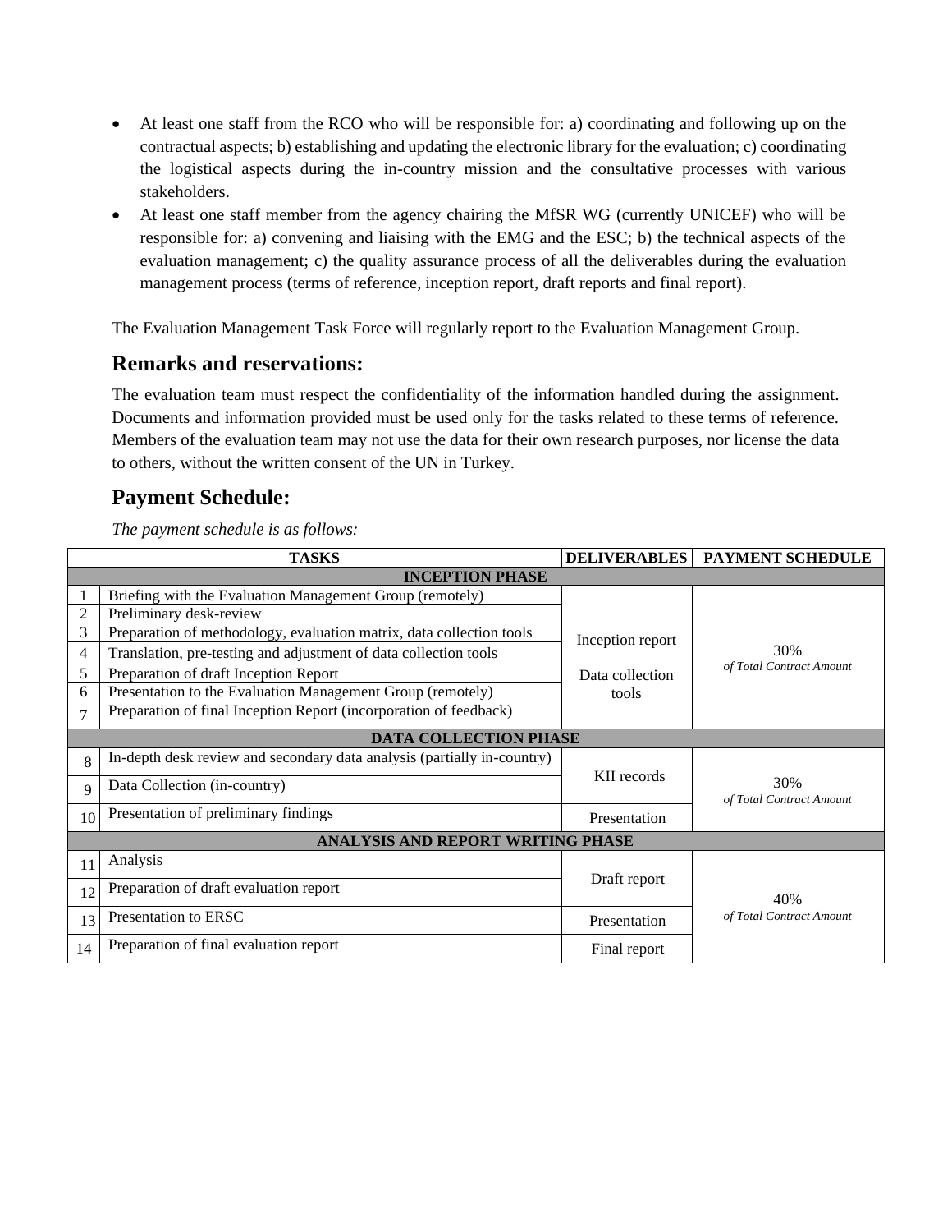- At least one staff from the RCO who will be responsible for: a) coordinating and following up on the contractual aspects; b) establishing and updating the electronic library for the evaluation; c) coordinating the logistical aspects during the in-country mission and the consultative processes with various stakeholders.
- At least one staff member from the agency chairing the MfSR WG (currently UNICEF) who will be responsible for: a) convening and liaising with the EMG and the ESC; b) the technical aspects of the evaluation management; c) the quality assurance process of all the deliverables during the evaluation management process (terms of reference, inception report, draft reports and final report).

The Evaluation Management Task Force will regularly report to the Evaluation Management Group.

## Remarks and reservations:

The evaluation team must respect the confidentiality of the information handled during the assignment. Documents and information provided must be used only for the tasks related to these terms of reference. Members of the evaluation team may not use the data for their own research purposes, nor license the data to others, without the written consent of the UN in Turkey.

## Payment Schedule:

*The payment schedule is as follows:*

| | TASKS | DELIVERABLES | PAYMENT SCHEDULE |
|---|---|---|---|
| | **INCEPTION PHASE** | | |
| 1 | Briefing with the Evaluation Management Group (remotely) | Inception report<br>Data collection tools | 30% *of Total Contract Amount* |
| 2 | Preliminary desk-review | | |
| 3 | Preparation of methodology, evaluation matrix, data collection tools | | |
| 4 | Translation, pre-testing and adjustment of data collection tools | | |
| 5 | Preparation of draft Inception Report | | |
| 6 | Presentation to the Evaluation Management Group (remotely) | | |
| 7 | Preparation of final Inception Report (incorporation of feedback) | | |
| | **DATA COLLECTION PHASE** | | |
| 8 | In-depth desk review and secondary data analysis (partially in-country) | KII records | 30% *of Total Contract Amount* |
| 9 | Data Collection (in-country) | | |
| 10 | Presentation of preliminary findings | Presentation | |
| | **ANALYSIS AND REPORT WRITING PHASE** | | |
| 11 | Analysis | Draft report | 40% *of Total Contract Amount* |
| 12 | Preparation of draft evaluation report | | |
| 13 | Presentation to ERSC | Presentation | |
| 14 | Preparation of final evaluation report | Final report | |